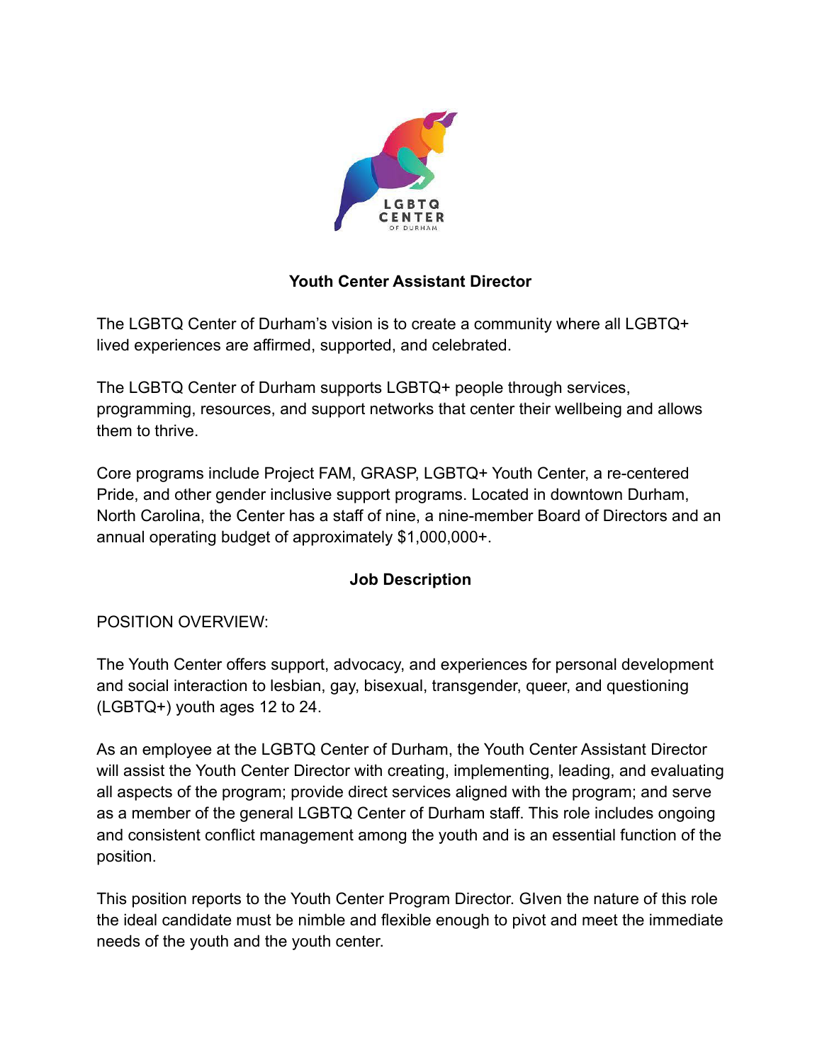# Youth Center Assistant Director

The LGBTQ Center of Durham's vision is to create a community where all LGBTQ+ lived experiences are affirmed, supported, and celebrated.

The LGBTQ Center of Durham supports LGBTQ+ people through services, programming, resources, and support networks that center their wellbeing and allows them to thrive.

Core programs include Project FAM, GRASP, LGBTQ+ Youth Center, a re-centered Pride, and other gender inclusive support programs. Located in downtown Durham, North Carolina, the Center has a staff of nine, a nine-member Board of Directors and an annual operating budget of approximately $1,000,000+.

## Job Description

POSITION OVERVIEW:

The Youth Center offers support, advocacy, and experiences for personal development and social interaction to lesbian, gay, bisexual, transgender, queer, and questioning (LGBTQ+) youth ages 12 to 24.

As an employee at the LGBTQ Center of Durham, the Youth Center Assistant Director will assist the Youth Center Director with creating, implementing, leading, and evaluating all aspects of the program; provide direct services aligned with the program; and serve as a member of the general LGBTQ Center of Durham staff. This role includes ongoing and consistent conflict management among the youth and is an essential function of the position.

This position reports to the Youth Center Program Director. GIven the nature of this role the ideal candidate must be nimble and flexible enough to pivot and meet the immediate needs of the youth and the youth center.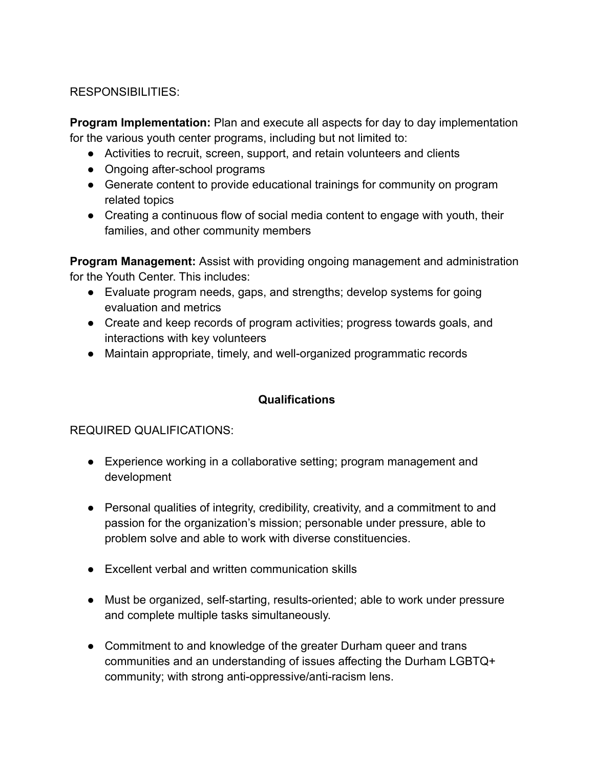RESPONSIBILITIES:

**Program Implementation:** Plan and execute all aspects for day to day implementation for the various youth center programs, including but not limited to:

- Activities to recruit, screen, support, and retain volunteers and clients
- Ongoing after-school programs
- Generate content to provide educational trainings for community on program related topics
- Creating a continuous flow of social media content to engage with youth, their families, and other community members

**Program Management:** Assist with providing ongoing management and administration for the Youth Center. This includes:

- Evaluate program needs, gaps, and strengths; develop systems for going evaluation and metrics
- Create and keep records of program activities; progress towards goals, and interactions with key volunteers
- Maintain appropriate, timely, and well-organized programmatic records

**Qualifications**

REQUIRED QUALIFICATIONS:

- Experience working in a collaborative setting; program management and development
- Personal qualities of integrity, credibility, creativity, and a commitment to and passion for the organization's mission; personable under pressure, able to problem solve and able to work with diverse constituencies.
- Excellent verbal and written communication skills
- Must be organized, self-starting, results-oriented; able to work under pressure and complete multiple tasks simultaneously.
- Commitment to and knowledge of the greater Durham queer and trans communities and an understanding of issues affecting the Durham LGBTQ+ community; with strong anti-oppressive/anti-racism lens.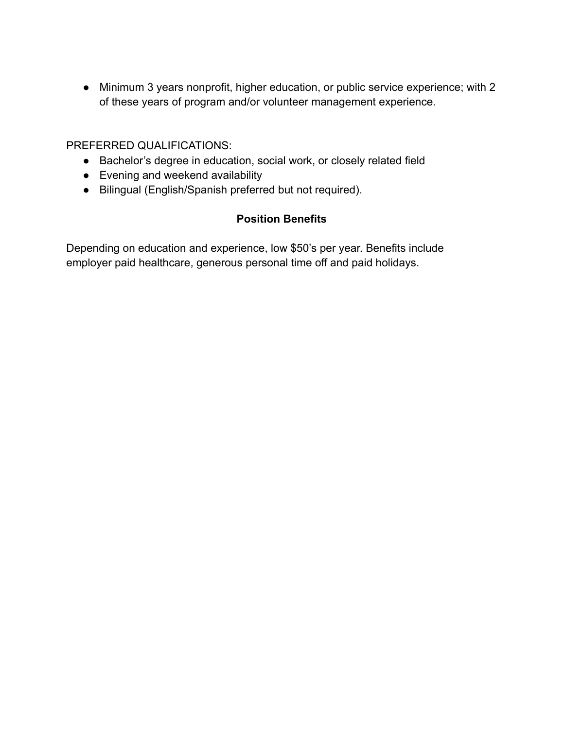- Minimum 3 years nonprofit, higher education, or public service experience; with 2 of these years of program and/or volunteer management experience.

PREFERRED QUALIFICATIONS:

- Bachelor's degree in education, social work, or closely related field
- Evening and weekend availability
- Bilingual (English/Spanish preferred but not required).

**Position Benefits**

Depending on education and experience, low $50's per year. Benefits include employer paid healthcare, generous personal time off and paid holidays.